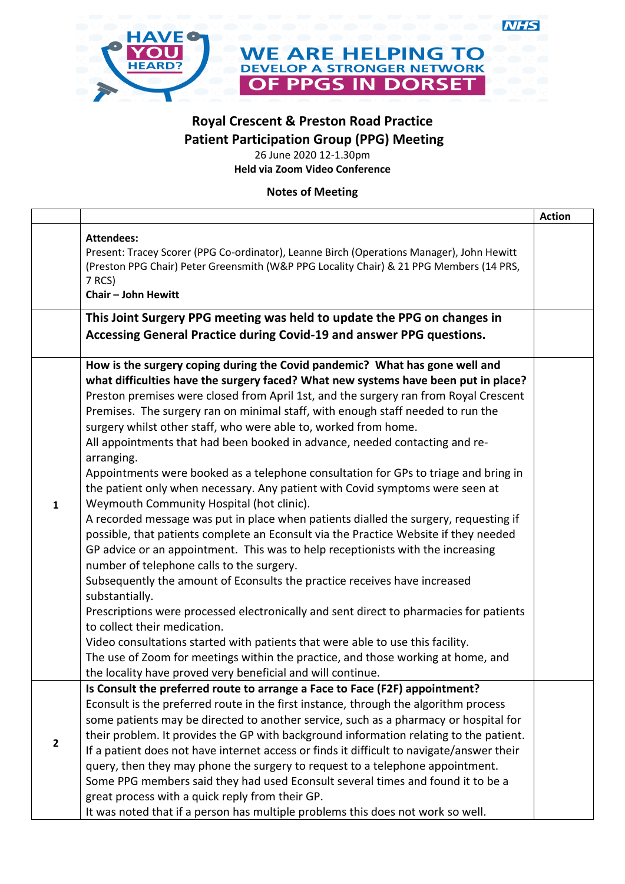HAVE YOU HEARD?

WE ARE HELPING TO DEVELOP A STRONGER NETWORK OF PPGS IN DORSET

NHS

# Royal Crescent & Preston Road Practice
## Patient Participation Group (PPG) Meeting

26 June 2020 12-1.30pm

**Held via Zoom Video Conference**

**Notes of Meeting**

| | | Action |
|---|---|---|
| | **Attendees:**<br>Present: Tracey Scorer (PPG Co-ordinator), Leanne Birch (Operations Manager), John Hewitt (Preston PPG Chair) Peter Greensmith (W&P PPG Locality Chair) & 21 PPG Members (14 PRS, 7 RCS)<br>**Chair – John Hewitt** | |
| | **This Joint Surgery PPG meeting was held to update the PPG on changes in Accessing General Practice during Covid-19 and answer PPG questions.** | |
| 1 | **How is the surgery coping during the Covid pandemic? What has gone well and what difficulties have the surgery faced? What new systems have been put in place?**<br>Preston premises were closed from April 1st, and the surgery ran from Royal Crescent Premises. The surgery ran on minimal staff, with enough staff needed to run the surgery whilst other staff, who were able to, worked from home.<br>All appointments that had been booked in advance, needed contacting and re-arranging.<br>Appointments were booked as a telephone consultation for GPs to triage and bring in the patient only when necessary. Any patient with Covid symptoms were seen at Weymouth Community Hospital (hot clinic).<br>A recorded message was put in place when patients dialled the surgery, requesting if possible, that patients complete an Econsult via the Practice Website if they needed GP advice or an appointment. This was to help receptionists with the increasing number of telephone calls to the surgery.<br>Subsequently the amount of Econsults the practice receives have increased substantially.<br>Prescriptions were processed electronically and sent direct to pharmacies for patients to collect their medication.<br>Video consultations started with patients that were able to use this facility.<br>The use of Zoom for meetings within the practice, and those working at home, and the locality have proved very beneficial and will continue. | |
| 2 | **Is Consult the preferred route to arrange a Face to Face (F2F) appointment?**<br>Econsult is the preferred route in the first instance, through the algorithm process some patients may be directed to another service, such as a pharmacy or hospital for their problem. It provides the GP with background information relating to the patient.<br>If a patient does not have internet access or finds it difficult to navigate/answer their query, then they may phone the surgery to request to a telephone appointment.<br>Some PPG members said they had used Econsult several times and found it to be a great process with a quick reply from their GP.<br>It was noted that if a person has multiple problems this does not work so well. | |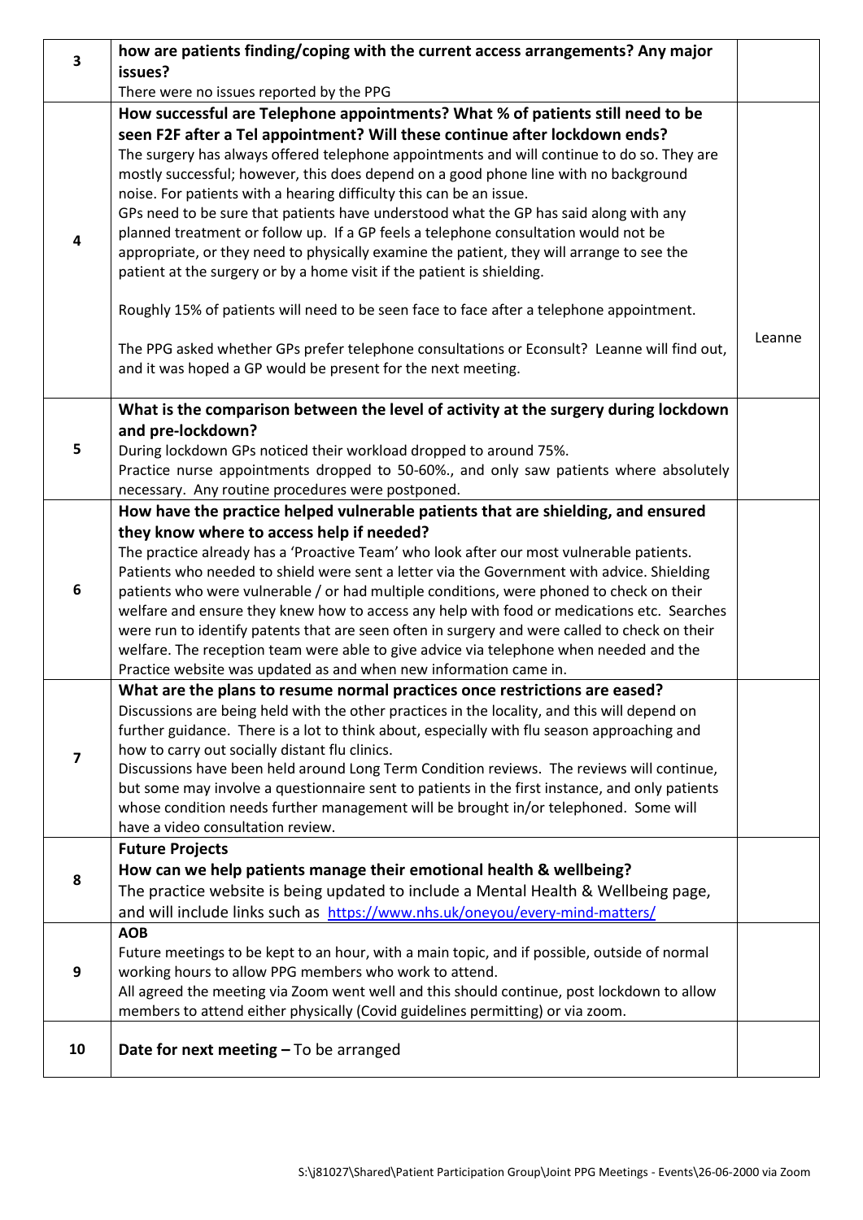| | | |
|---|---|---|
| 3 | **how are patients finding/coping with the current access arrangements? Any major issues?**<br>There were no issues reported by the PPG | |
| 4 | **How successful are Telephone appointments? What % of patients still need to be seen F2F after a Tel appointment? Will these continue after lockdown ends?**<br>The surgery has always offered telephone appointments and will continue to do so. They are mostly successful; however, this does depend on a good phone line with no background noise. For patients with a hearing difficulty this can be an issue.<br>GPs need to be sure that patients have understood what the GP has said along with any planned treatment or follow up. If a GP feels a telephone consultation would not be appropriate, or they need to physically examine the patient, they will arrange to see the patient at the surgery or by a home visit if the patient is shielding.<br><br>Roughly 15% of patients will need to be seen face to face after a telephone appointment.<br><br>The PPG asked whether GPs prefer telephone consultations or Econsult? Leanne will find out, and it was hoped a GP would be present for the next meeting. | Leanne |
| 5 | **What is the comparison between the level of activity at the surgery during lockdown and pre-lockdown?**<br>During lockdown GPs noticed their workload dropped to around 75%.<br>Practice nurse appointments dropped to 50-60%., and only saw patients where absolutely necessary. Any routine procedures were postponed. | |
| 6 | **How have the practice helped vulnerable patients that are shielding, and ensured they know where to access help if needed?**<br>The practice already has a 'Proactive Team' who look after our most vulnerable patients. Patients who needed to shield were sent a letter via the Government with advice. Shielding patients who were vulnerable / or had multiple conditions, were phoned to check on their welfare and ensure they knew how to access any help with food or medications etc. Searches were run to identify patents that are seen often in surgery and were called to check on their welfare. The reception team were able to give advice via telephone when needed and the Practice website was updated as and when new information came in. | |
| 7 | **What are the plans to resume normal practices once restrictions are eased?**<br>Discussions are being held with the other practices in the locality, and this will depend on further guidance. There is a lot to think about, especially with flu season approaching and how to carry out socially distant flu clinics.<br>Discussions have been held around Long Term Condition reviews. The reviews will continue, but some may involve a questionnaire sent to patients in the first instance, and only patients whose condition needs further management will be brought in/or telephoned. Some will have a video consultation review. | |
| 8 | **Future Projects**<br>**How can we help patients manage their emotional health & wellbeing?**<br>The practice website is being updated to include a Mental Health & Wellbeing page, and will include links such as https://www.nhs.uk/oneyou/every-mind-matters/ | |
| 9 | **AOB**<br>Future meetings to be kept to an hour, with a main topic, and if possible, outside of normal working hours to allow PPG members who work to attend.<br>All agreed the meeting via Zoom went well and this should continue, post lockdown to allow members to attend either physically (Covid guidelines permitting) or via zoom. | |
| 10 | **Date for next meeting –** To be arranged | |

S:\j81027\Shared\Patient Participation Group\Joint PPG Meetings - Events\26-06-2000 via Zoom